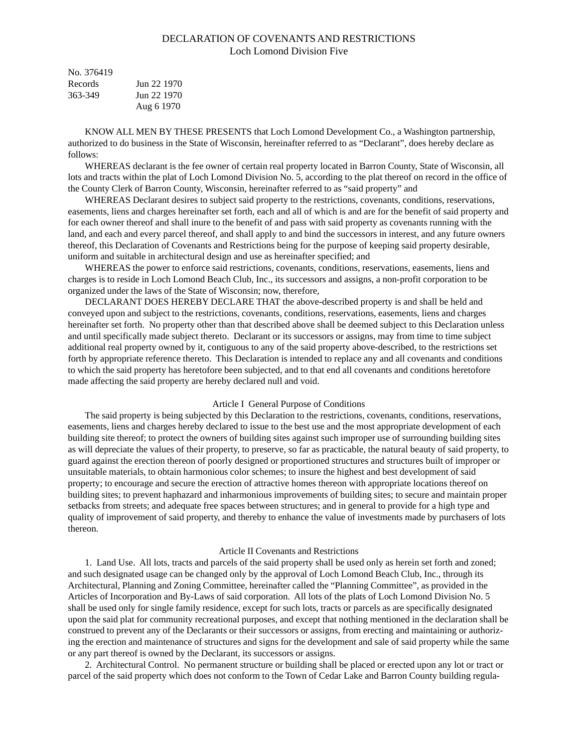# DECLARATION OF COVENANTS AND RESTRICTIONS
## Loch Lomond Division Five

No. 376419

Records Jun 22 1970

363-349 Jun 22 1970

Aug 6 1970

KNOW ALL MEN BY THESE PRESENTS that Loch Lomond Development Co., a Washington partnership, authorized to do business in the State of Wisconsin, hereinafter referred to as "Declarant", does hereby declare as follows:

WHEREAS declarant is the fee owner of certain real property located in Barron County, State of Wisconsin, all lots and tracts within the plat of Loch Lomond Division No. 5, according to the plat thereof on record in the office of the County Clerk of Barron County, Wisconsin, hereinafter referred to as "said property" and

WHEREAS Declarant desires to subject said property to the restrictions, covenants, conditions, reservations, easements, liens and charges hereinafter set forth, each and all of which is and are for the benefit of said property and for each owner thereof and shall inure to the benefit of and pass with said property as covenants running with the land, and each and every parcel thereof, and shall apply to and bind the successors in interest, and any future owners thereof, this Declaration of Covenants and Restrictions being for the purpose of keeping said property desirable, uniform and suitable in architectural design and use as hereinafter specified; and

WHEREAS the power to enforce said restrictions, covenants, conditions, reservations, easements, liens and charges is to reside in Loch Lomond Beach Club, Inc., its successors and assigns, a non-profit corporation to be organized under the laws of the State of Wisconsin; now, therefore,

DECLARANT DOES HEREBY DECLARE THAT the above-described property is and shall be held and conveyed upon and subject to the restrictions, covenants, conditions, reservations, easements, liens and charges hereinafter set forth. No property other than that described above shall be deemed subject to this Declaration unless and until specifically made subject thereto. Declarant or its successors or assigns, may from time to time subject additional real property owned by it, contiguous to any of the said property above-described, to the restrictions set forth by appropriate reference thereto. This Declaration is intended to replace any and all covenants and conditions to which the said property has heretofore been subjected, and to that end all covenants and conditions heretofore made affecting the said property are hereby declared null and void.

### Article I General Purpose of Conditions

The said property is being subjected by this Declaration to the restrictions, covenants, conditions, reservations, easements, liens and charges hereby declared to issue to the best use and the most appropriate development of each building site thereof; to protect the owners of building sites against such improper use of surrounding building sites as will depreciate the values of their property, to preserve, so far as practicable, the natural beauty of said property, to guard against the erection thereon of poorly designed or proportioned structures and structures built of improper or unsuitable materials, to obtain harmonious color schemes; to insure the highest and best development of said property; to encourage and secure the erection of attractive homes thereon with appropriate locations thereof on building sites; to prevent haphazard and inharmonious improvements of building sites; to secure and maintain proper setbacks from streets; and adequate free spaces between structures; and in general to provide for a high type and quality of improvement of said property, and thereby to enhance the value of investments made by purchasers of lots thereon.

### Article II Covenants and Restrictions

1. Land Use. All lots, tracts and parcels of the said property shall be used only as herein set forth and zoned; and such designated usage can be changed only by the approval of Loch Lomond Beach Club, Inc., through its Architectural, Planning and Zoning Committee, hereinafter called the "Planning Committee", as provided in the Articles of Incorporation and By-Laws of said corporation. All lots of the plats of Loch Lomond Division No. 5 shall be used only for single family residence, except for such lots, tracts or parcels as are specifically designated upon the said plat for community recreational purposes, and except that nothing mentioned in the declaration shall be construed to prevent any of the Declarants or their successors or assigns, from erecting and maintaining or authorizing the erection and maintenance of structures and signs for the development and sale of said property while the same or any part thereof is owned by the Declarant, its successors or assigns.

2. Architectural Control. No permanent structure or building shall be placed or erected upon any lot or tract or parcel of the said property which does not conform to the Town of Cedar Lake and Barron County building regula-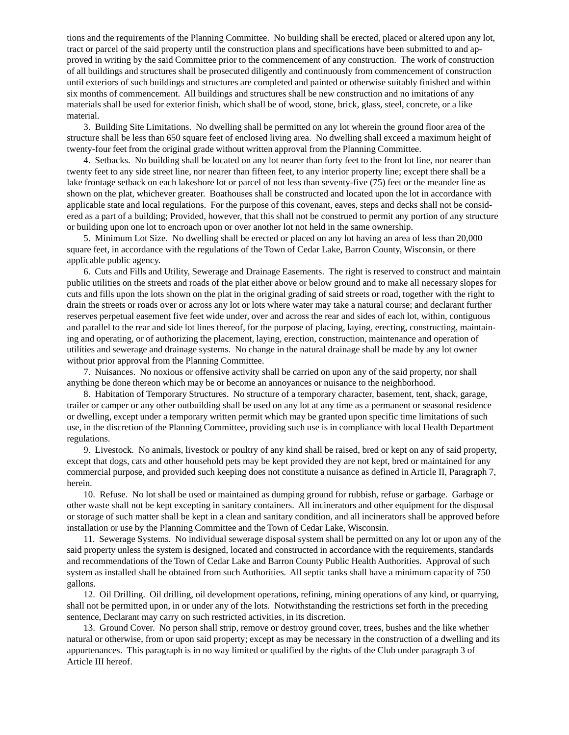tions and the requirements of the Planning Committee. No building shall be erected, placed or altered upon any lot, tract or parcel of the said property until the construction plans and specifications have been submitted to and approved in writing by the said Committee prior to the commencement of any construction. The work of construction of all buildings and structures shall be prosecuted diligently and continuously from commencement of construction until exteriors of such buildings and structures are completed and painted or otherwise suitably finished and within six months of commencement. All buildings and structures shall be new construction and no imitations of any materials shall be used for exterior finish, which shall be of wood, stone, brick, glass, steel, concrete, or a like material.

3. Building Site Limitations. No dwelling shall be permitted on any lot wherein the ground floor area of the structure shall be less than 650 square feet of enclosed living area. No dwelling shall exceed a maximum height of twenty-four feet from the original grade without written approval from the Planning Committee.

4. Setbacks. No building shall be located on any lot nearer than forty feet to the front lot line, nor nearer than twenty feet to any side street line, nor nearer than fifteen feet, to any interior property line; except there shall be a lake frontage setback on each lakeshore lot or parcel of not less than seventy-five (75) feet or the meander line as shown on the plat, whichever greater. Boathouses shall be constructed and located upon the lot in accordance with applicable state and local regulations. For the purpose of this covenant, eaves, steps and decks shall not be considered as a part of a building; Provided, however, that this shall not be construed to permit any portion of any structure or building upon one lot to encroach upon or over another lot not held in the same ownership.

5. Minimum Lot Size. No dwelling shall be erected or placed on any lot having an area of less than 20,000 square feet, in accordance with the regulations of the Town of Cedar Lake, Barron County, Wisconsin, or there applicable public agency.

6. Cuts and Fills and Utility, Sewerage and Drainage Easements. The right is reserved to construct and maintain public utilities on the streets and roads of the plat either above or below ground and to make all necessary slopes for cuts and fills upon the lots shown on the plat in the original grading of said streets or road, together with the right to drain the streets or roads over or across any lot or lots where water may take a natural course; and declarant further reserves perpetual easement five feet wide under, over and across the rear and sides of each lot, within, contiguous and parallel to the rear and side lot lines thereof, for the purpose of placing, laying, erecting, constructing, maintaining and operating, or of authorizing the placement, laying, erection, construction, maintenance and operation of utilities and sewerage and drainage systems. No change in the natural drainage shall be made by any lot owner without prior approval from the Planning Committee.

7. Nuisances. No noxious or offensive activity shall be carried on upon any of the said property, nor shall anything be done thereon which may be or become an annoyances or nuisance to the neighborhood.

8. Habitation of Temporary Structures. No structure of a temporary character, basement, tent, shack, garage, trailer or camper or any other outbuilding shall be used on any lot at any time as a permanent or seasonal residence or dwelling, except under a temporary written permit which may be granted upon specific time limitations of such use, in the discretion of the Planning Committee, providing such use is in compliance with local Health Department regulations.

9. Livestock. No animals, livestock or poultry of any kind shall be raised, bred or kept on any of said property, except that dogs, cats and other household pets may be kept provided they are not kept, bred or maintained for any commercial purpose, and provided such keeping does not constitute a nuisance as defined in Article II, Paragraph 7, herein.

10. Refuse. No lot shall be used or maintained as dumping ground for rubbish, refuse or garbage. Garbage or other waste shall not be kept excepting in sanitary containers. All incinerators and other equipment for the disposal or storage of such matter shall be kept in a clean and sanitary condition, and all incinerators shall be approved before installation or use by the Planning Committee and the Town of Cedar Lake, Wisconsin.

11. Sewerage Systems. No individual sewerage disposal system shall be permitted on any lot or upon any of the said property unless the system is designed, located and constructed in accordance with the requirements, standards and recommendations of the Town of Cedar Lake and Barron County Public Health Authorities. Approval of such system as installed shall be obtained from such Authorities. All septic tanks shall have a minimum capacity of 750 gallons.

12. Oil Drilling. Oil drilling, oil development operations, refining, mining operations of any kind, or quarrying, shall not be permitted upon, in or under any of the lots. Notwithstanding the restrictions set forth in the preceding sentence, Declarant may carry on such restricted activities, in its discretion.

13. Ground Cover. No person shall strip, remove or destroy ground cover, trees, bushes and the like whether natural or otherwise, from or upon said property; except as may be necessary in the construction of a dwelling and its appurtenances. This paragraph is in no way limited or qualified by the rights of the Club under paragraph 3 of Article III hereof.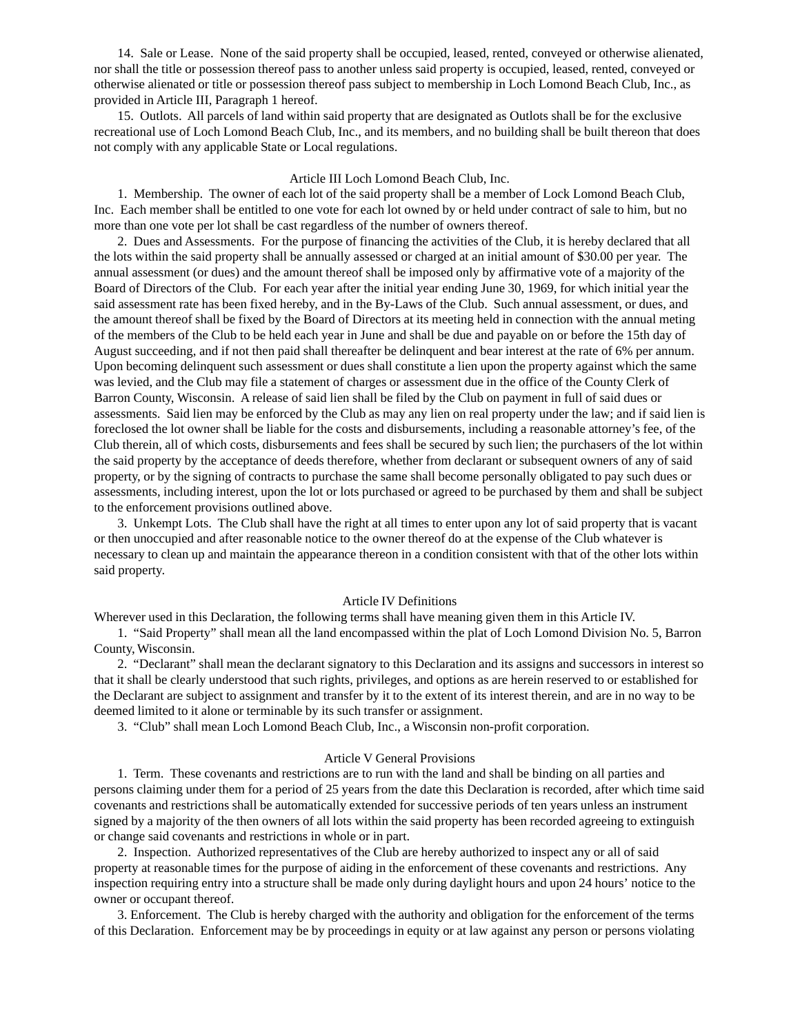14. Sale or Lease. None of the said property shall be occupied, leased, rented, conveyed or otherwise alienated, nor shall the title or possession thereof pass to another unless said property is occupied, leased, rented, conveyed or otherwise alienated or title or possession thereof pass subject to membership in Loch Lomond Beach Club, Inc., as provided in Article III, Paragraph 1 hereof.

15. Outlots. All parcels of land within said property that are designated as Outlots shall be for the exclusive recreational use of Loch Lomond Beach Club, Inc., and its members, and no building shall be built thereon that does not comply with any applicable State or Local regulations.

## Article III Loch Lomond Beach Club, Inc.

1. Membership. The owner of each lot of the said property shall be a member of Lock Lomond Beach Club, Inc. Each member shall be entitled to one vote for each lot owned by or held under contract of sale to him, but no more than one vote per lot shall be cast regardless of the number of owners thereof.

2. Dues and Assessments. For the purpose of financing the activities of the Club, it is hereby declared that all the lots within the said property shall be annually assessed or charged at an initial amount of $30.00 per year. The annual assessment (or dues) and the amount thereof shall be imposed only by affirmative vote of a majority of the Board of Directors of the Club. For each year after the initial year ending June 30, 1969, for which initial year the said assessment rate has been fixed hereby, and in the By-Laws of the Club. Such annual assessment, or dues, and the amount thereof shall be fixed by the Board of Directors at its meeting held in connection with the annual meting of the members of the Club to be held each year in June and shall be due and payable on or before the 15th day of August succeeding, and if not then paid shall thereafter be delinquent and bear interest at the rate of 6% per annum. Upon becoming delinquent such assessment or dues shall constitute a lien upon the property against which the same was levied, and the Club may file a statement of charges or assessment due in the office of the County Clerk of Barron County, Wisconsin. A release of said lien shall be filed by the Club on payment in full of said dues or assessments. Said lien may be enforced by the Club as may any lien on real property under the law; and if said lien is foreclosed the lot owner shall be liable for the costs and disbursements, including a reasonable attorney's fee, of the Club therein, all of which costs, disbursements and fees shall be secured by such lien; the purchasers of the lot within the said property by the acceptance of deeds therefore, whether from declarant or subsequent owners of any of said property, or by the signing of contracts to purchase the same shall become personally obligated to pay such dues or assessments, including interest, upon the lot or lots purchased or agreed to be purchased by them and shall be subject to the enforcement provisions outlined above.

3. Unkempt Lots. The Club shall have the right at all times to enter upon any lot of said property that is vacant or then unoccupied and after reasonable notice to the owner thereof do at the expense of the Club whatever is necessary to clean up and maintain the appearance thereon in a condition consistent with that of the other lots within said property.

## Article IV Definitions

Wherever used in this Declaration, the following terms shall have meaning given them in this Article IV.

1. "Said Property" shall mean all the land encompassed within the plat of Loch Lomond Division No. 5, Barron County, Wisconsin.

2. "Declarant" shall mean the declarant signatory to this Declaration and its assigns and successors in interest so that it shall be clearly understood that such rights, privileges, and options as are herein reserved to or established for the Declarant are subject to assignment and transfer by it to the extent of its interest therein, and are in no way to be deemed limited to it alone or terminable by its such transfer or assignment.

3. "Club" shall mean Loch Lomond Beach Club, Inc., a Wisconsin non-profit corporation.

## Article V General Provisions

1. Term. These covenants and restrictions are to run with the land and shall be binding on all parties and persons claiming under them for a period of 25 years from the date this Declaration is recorded, after which time said covenants and restrictions shall be automatically extended for successive periods of ten years unless an instrument signed by a majority of the then owners of all lots within the said property has been recorded agreeing to extinguish or change said covenants and restrictions in whole or in part.

2. Inspection. Authorized representatives of the Club are hereby authorized to inspect any or all of said property at reasonable times for the purpose of aiding in the enforcement of these covenants and restrictions. Any inspection requiring entry into a structure shall be made only during daylight hours and upon 24 hours' notice to the owner or occupant thereof.

3. Enforcement. The Club is hereby charged with the authority and obligation for the enforcement of the terms of this Declaration. Enforcement may be by proceedings in equity or at law against any person or persons violating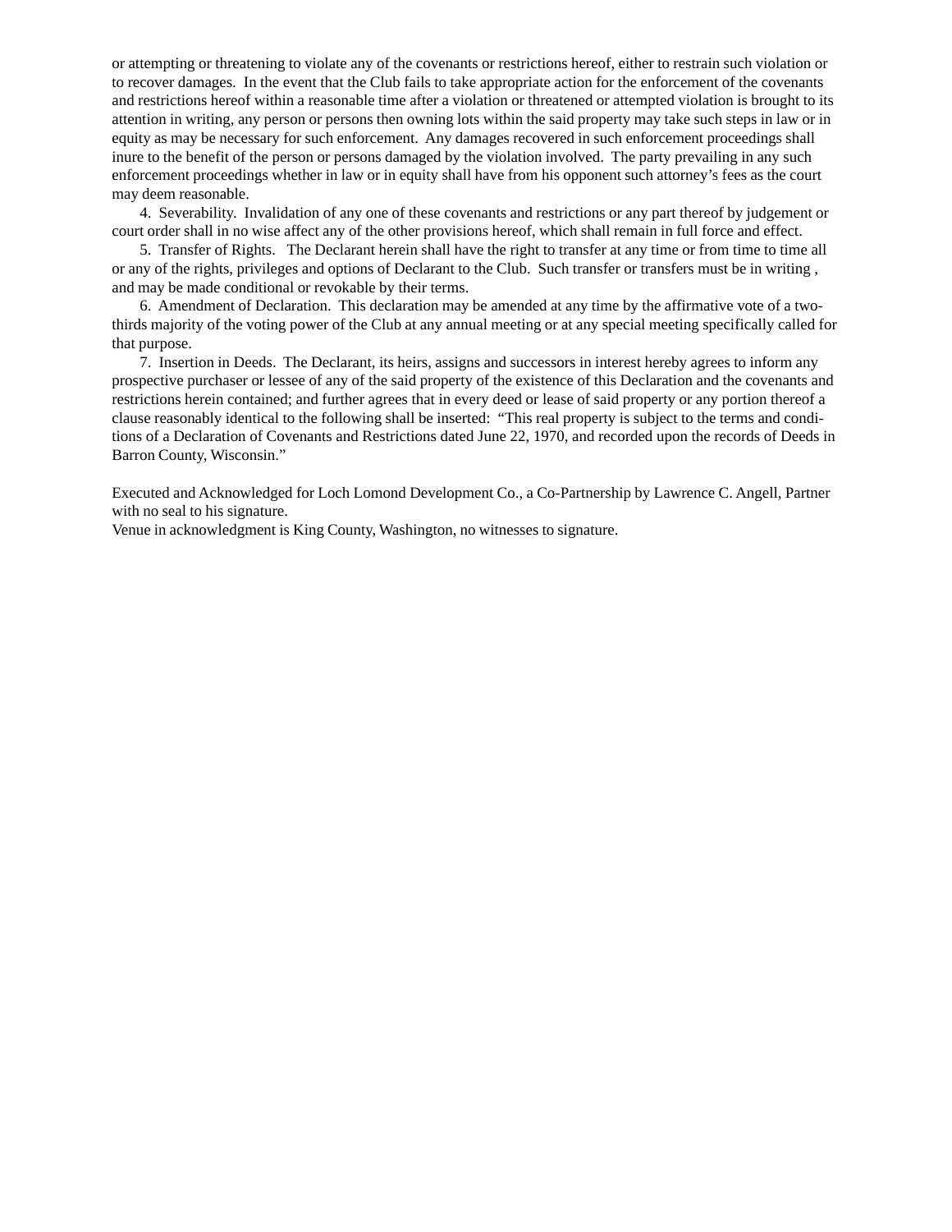or attempting or threatening to violate any of the covenants or restrictions hereof, either to restrain such violation or to recover damages. In the event that the Club fails to take appropriate action for the enforcement of the covenants and restrictions hereof within a reasonable time after a violation or threatened or attempted violation is brought to its attention in writing, any person or persons then owning lots within the said property may take such steps in law or in equity as may be necessary for such enforcement. Any damages recovered in such enforcement proceedings shall inure to the benefit of the person or persons damaged by the violation involved. The party prevailing in any such enforcement proceedings whether in law or in equity shall have from his opponent such attorney's fees as the court may deem reasonable.

4. Severability. Invalidation of any one of these covenants and restrictions or any part thereof by judgement or court order shall in no wise affect any of the other provisions hereof, which shall remain in full force and effect.

5. Transfer of Rights. The Declarant herein shall have the right to transfer at any time or from time to time all or any of the rights, privileges and options of Declarant to the Club. Such transfer or transfers must be in writing , and may be made conditional or revokable by their terms.

6. Amendment of Declaration. This declaration may be amended at any time by the affirmative vote of a two-thirds majority of the voting power of the Club at any annual meeting or at any special meeting specifically called for that purpose.

7. Insertion in Deeds. The Declarant, its heirs, assigns and successors in interest hereby agrees to inform any prospective purchaser or lessee of any of the said property of the existence of this Declaration and the covenants and restrictions herein contained; and further agrees that in every deed or lease of said property or any portion thereof a clause reasonably identical to the following shall be inserted: "This real property is subject to the terms and conditions of a Declaration of Covenants and Restrictions dated June 22, 1970, and recorded upon the records of Deeds in Barron County, Wisconsin."

Executed and Acknowledged for Loch Lomond Development Co., a Co-Partnership by Lawrence C. Angell, Partner with no seal to his signature.
Venue in acknowledgment is King County, Washington, no witnesses to signature.